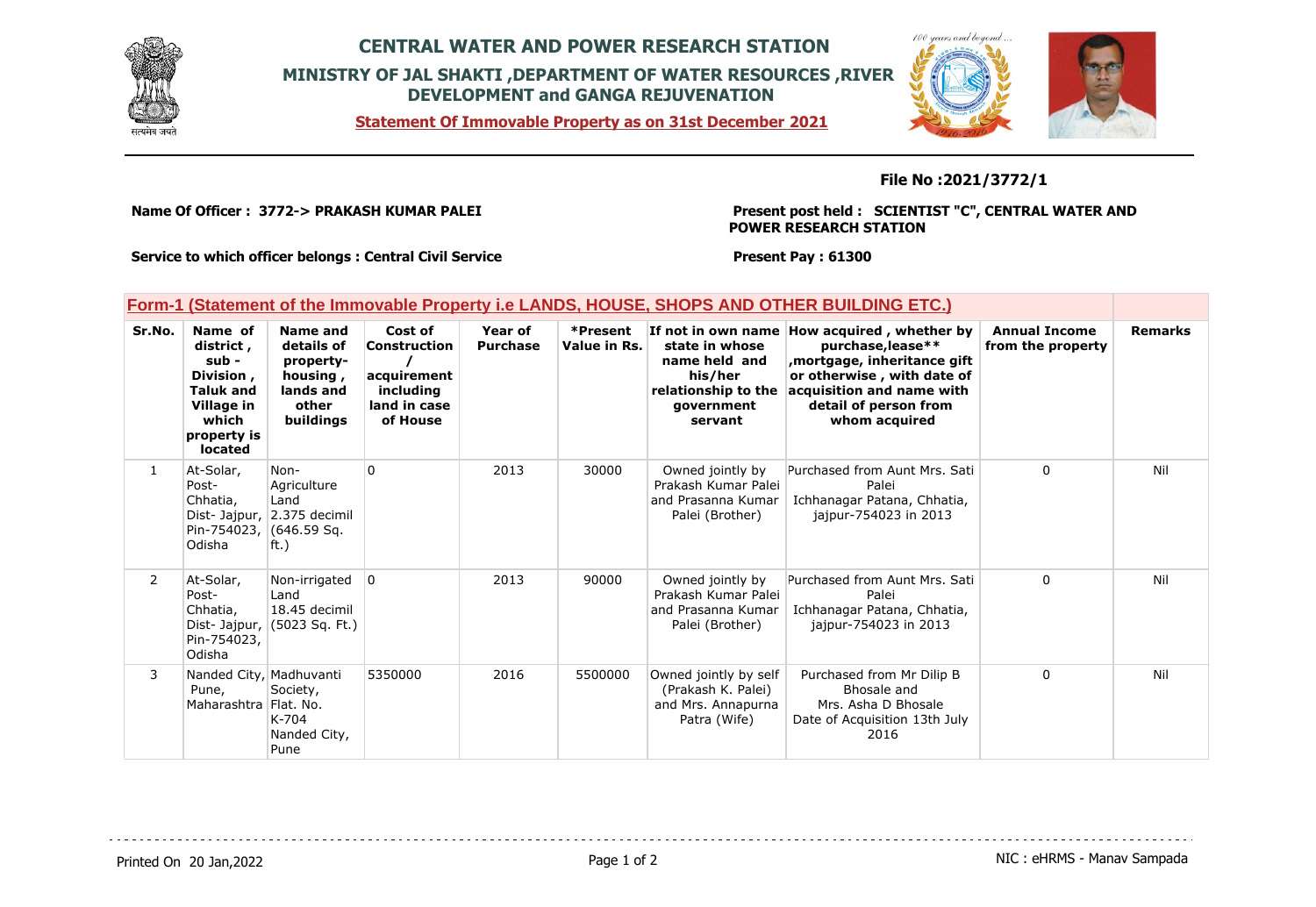# CENTRAL WATER AND POWER RESEARCH STATION

## MINISTRY OF JAL SHAKTI ,DEPARTMENT OF WATER RESOURCES ,RIVER DEVELOPMENT and GANGA REJUVENATION

**Statement Of Immovable Property as on 31st December 2021**

**File No :2021/3772/1**

**Name Of Officer : 3772-> PRAKASH KUMAR PALEI**

**Present post held : SCIENTIST "C", CENTRAL WATER AND POWER RESEARCH STATION**

**Service to which officer belongs : Central Civil Service**

**Present Pay : 61300**

### Form-1 (Statement of the Immovable Property i.e LANDS, HOUSE, SHOPS AND OTHER BUILDING ETC.)

| Sr.No. | Name of district , sub - Division , Taluk and Village in which property is located | Name and details of property- housing , lands and other buildings | Cost of Construction / acquirement including land in case of House | Year of Purchase | *Present Value in Rs. | If not in own name state in whose name held and his/her relationship to the government servant | How acquired , whether by purchase,lease** ,mortgage, inheritance gift or otherwise , with date of acquisition and name with detail of person from whom acquired | Annual Income from the property | Remarks |
|---|---|---|---|---|---|---|---|---|---|
| 1 | At-Solar, Post- Chhatia, Dist- Jajpur, Pin-754023, Odisha | Non- Agriculture Land 2.375 decimil (646.59 Sq. ft.) | 0 | 2013 | 30000 | Owned jointly by Prakash Kumar Palei and Prasanna Kumar Palei (Brother) | Purchased from Aunt Mrs. Sati Palei Ichhanagar Patana, Chhatia, jajpur-754023 in 2013 | 0 | Nil |
| 2 | At-Solar, Post- Chhatia, Dist- Jajpur, Pin-754023, Odisha | Non-irrigated Land 18.45 decimil (5023 Sq. Ft.) | 0 | 2013 | 90000 | Owned jointly by Prakash Kumar Palei and Prasanna Kumar Palei (Brother) | Purchased from Aunt Mrs. Sati Palei Ichhanagar Patana, Chhatia, jajpur-754023 in 2013 | 0 | Nil |
| 3 | Nanded City, Pune, Maharashtra | Madhuvanti Society, Flat. No. K-704 Nanded City, Pune | 5350000 | 2016 | 5500000 | Owned jointly by self (Prakash K. Palei) and Mrs. Annapurna Patra (Wife) | Purchased from Mr Dilip B Bhosale and Mrs. Asha D Bhosale Date of Acquisition 13th July 2016 | 0 | Nil |

Printed On 20 Jan,2022

NIC : eHRMS - Manav Sampada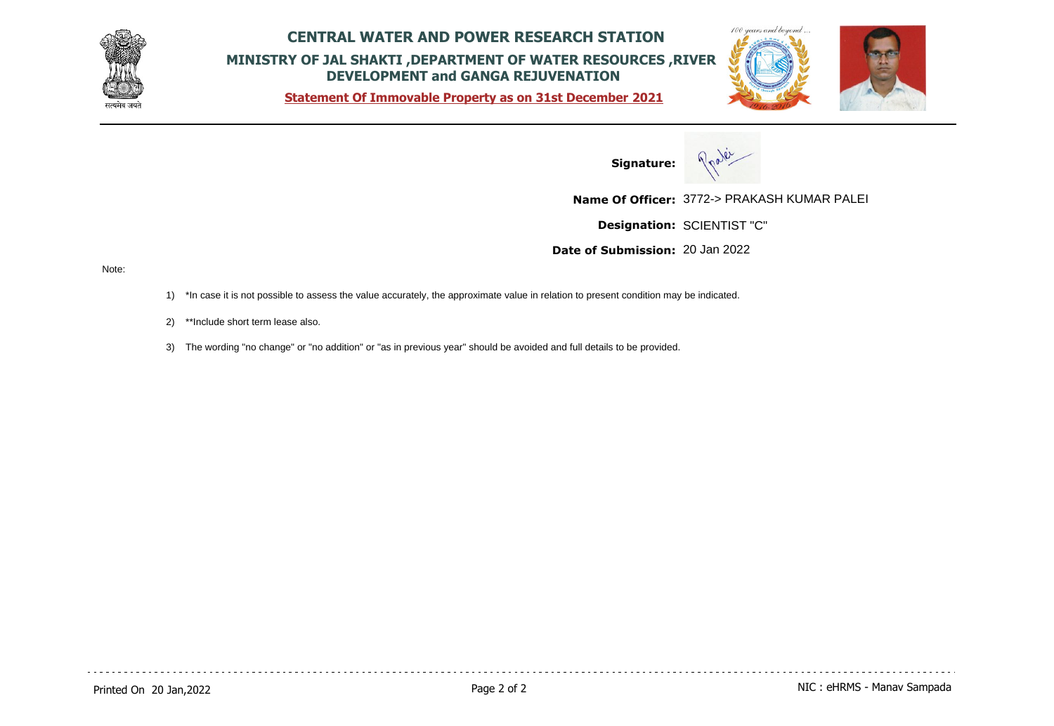# CENTRAL WATER AND POWER RESEARCH STATION

## MINISTRY OF JAL SHAKTI ,DEPARTMENT OF WATER RESOURCES ,RIVER DEVELOPMENT and GANGA REJUVENATION

**Statement Of Immovable Property as on 31st December 2021**

**Signature:**

**Name Of Officer:** 3772-> PRAKASH KUMAR PALEI

**Designation:** SCIENTIST "C"

**Date of Submission:** 20 Jan 2022

Note:

1) *In case it is not possible to assess the value accurately, the approximate value in relation to present condition may be indicated.

2) **Include short term lease also.

3) The wording "no change" or "no addition" or "as in previous year" should be avoided and full details to be provided.

Printed On 20 Jan,2022

NIC : eHRMS - Manav Sampada